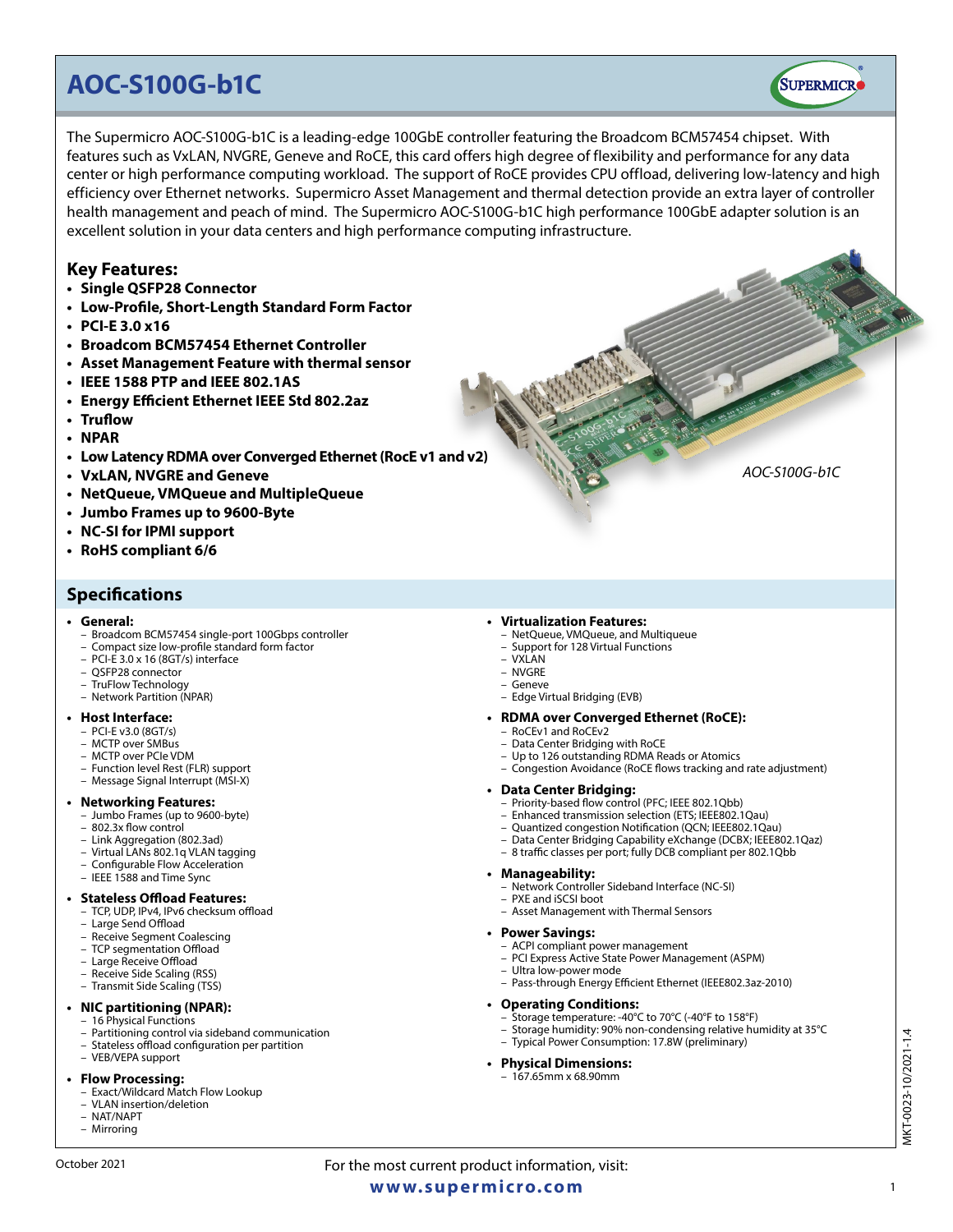# AOC-S100G-b1C

The Supermicro AOC-S100G-b1C is a leading-edge 100GbE controller featuring the Broadcom BCM57454 chipset. With features such as VxLAN, NVGRE, Geneve and RoCE, this card offers high degree of flexibility and performance for any data center or high performance computing workload. The support of RoCE provides CPU offload, delivering low-latency and high efficiency over Ethernet networks. Supermicro Asset Management and thermal detection provide an extra layer of controller health management and peach of mind. The Supermicro AOC-S100G-b1C high performance 100GbE adapter solution is an excellent solution in your data centers and high performance computing infrastructure.

## Key Features:

- **Single QSFP28 Connector**
- **Low-Profile, Short-Length Standard Form Factor**
- **PCI-E 3.0 x16**
- **Broadcom BCM57454 Ethernet Controller**
- **Asset Management Feature with thermal sensor**
- **IEEE 1588 PTP and IEEE 802.1AS**
- **Energy Efficient Ethernet IEEE Std 802.2az**
- **Truflow**
- **NPAR**
- **Low Latency RDMA over Converged Ethernet (RocE v1 and v2)**
- **VxLAN, NVGRE and Geneve**
- **NetQueue, VMQueue and MultipleQueue**
- **Jumbo Frames up to 9600-Byte**
- **NC-SI for IPMI support**
- **RoHS compliant 6/6**

*AOC-S100G-b1C*

## Specifications

- **General:**
  - Broadcom BCM57454 single-port 100Gbps controller
  - Compact size low-profile standard form factor
  - PCI-E 3.0 x 16 (8GT/s) interface
  - QSFP28 connector
  - TruFlow Technology
  - Network Partition (NPAR)
- **Host Interface:**
  - PCI-E v3.0 (8GT/s)
  - MCTP over SMBus
  - MCTP over PCIe VDM
  - Function level Rest (FLR) support
  - Message Signal Interrupt (MSI-X)
- **Networking Features:**
  - Jumbo Frames (up to 9600-byte)
  - 802.3x flow control
  - Link Aggregation (802.3ad)
  - Virtual LANs 802.1q VLAN tagging
  - Configurable Flow Acceleration
  - IEEE 1588 and Time Sync
- **Stateless Offload Features:**
  - TCP, UDP, IPv4, IPv6 checksum offload
  - Large Send Offload
  - Receive Segment Coalescing
  - TCP segmentation Offload
  - Large Receive Offload
  - Receive Side Scaling (RSS)
  - Transmit Side Scaling (TSS)
- **NIC partitioning (NPAR):**
  - 16 Physical Functions
  - Partitioning control via sideband communication
  - Stateless offload configuration per partition
  - VEB/VEPA support
- **Flow Processing:**
  - Exact/Wildcard Match Flow Lookup
  - VLAN insertion/deletion
  - NAT/NAPT
  - Mirroring
- **Virtualization Features:**
  - NetQueue, VMQueue, and Multiqueue
  - Support for 128 Virtual Functions
  - VXLAN
  - NVGRE
  - Geneve
  - Edge Virtual Bridging (EVB)
- **RDMA over Converged Ethernet (RoCE):**
  - RoCEv1 and RoCEv2
  - Data Center Bridging with RoCE
  - Up to 126 outstanding RDMA Reads or Atomics
  - Congestion Avoidance (RoCE flows tracking and rate adjustment)
- **Data Center Bridging:**
  - Priority-based flow control (PFC; IEEE 802.1Qbb)
  - Enhanced transmission selection (ETS; IEEE802.1Qau)
  - Quantized congestion Notification (QCN; IEEE802.1Qau)
  - Data Center Bridging Capability eXchange (DCBX; IEEE802.1Qaz)
  - 8 traffic classes per port; fully DCB compliant per 802.1Qbb
- **Manageability:**
  - Network Controller Sideband Interface (NC-SI)
  - PXE and iSCSI boot
  - Asset Management with Thermal Sensors
- **Power Savings:**
  - ACPI compliant power management
  - PCI Express Active State Power Management (ASPM)
  - Ultra low-power mode
  - Pass-through Energy Efficient Ethernet (IEEE802.3az-2010)
- **Operating Conditions:**
  - Storage temperature: -40°C to 70°C (-40°F to 158°F)
  - Storage humidity: 90% non-condensing relative humidity at 35°C
  - Typical Power Consumption: 17.8W (preliminary)
- **Physical Dimensions:**
  - 167.65mm x 68.90mm

MKT-0023-10/2021-1.4

October 2021

For the most current product information, visit:
**www.supermicro.com**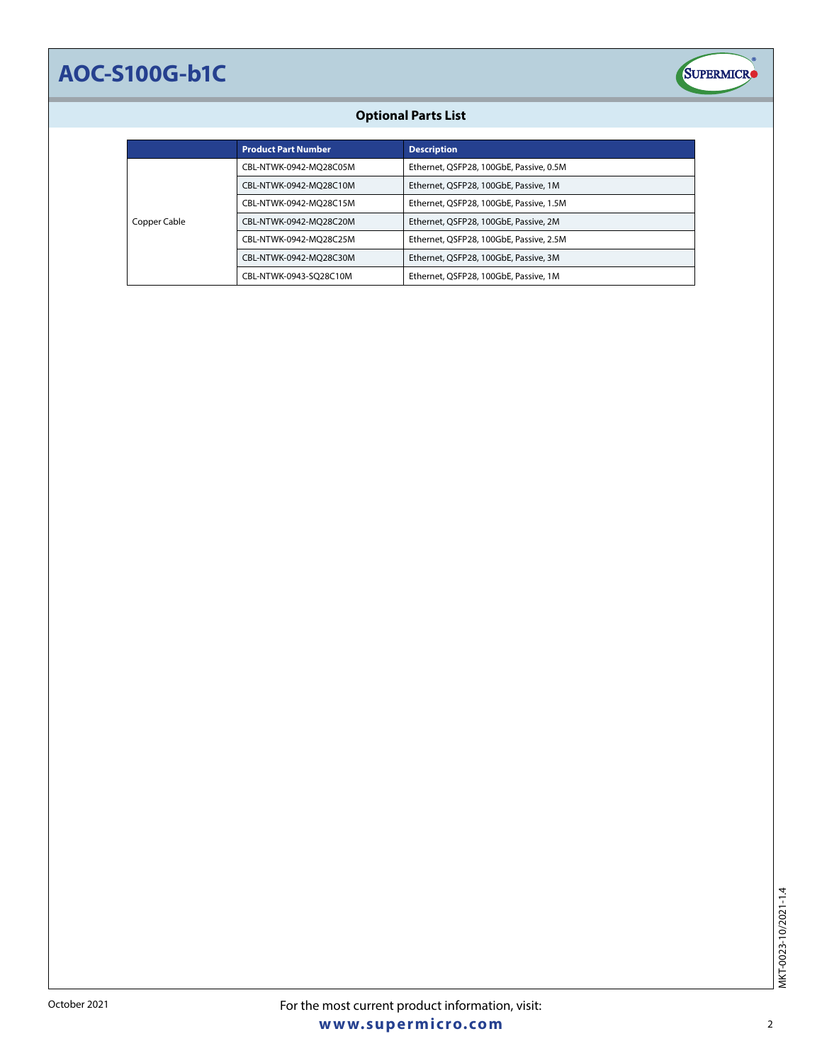## Optional Parts List

| | Product Part Number | Description |
|---|---|---|
| Copper Cable | CBL-NTWK-0942-MQ28C05M | Ethernet, QSFP28, 100GbE, Passive, 0.5M |
| | CBL-NTWK-0942-MQ28C10M | Ethernet, QSFP28, 100GbE, Passive, 1M |
| | CBL-NTWK-0942-MQ28C15M | Ethernet, QSFP28, 100GbE, Passive, 1.5M |
| | CBL-NTWK-0942-MQ28C20M | Ethernet, QSFP28, 100GbE, Passive, 2M |
| | CBL-NTWK-0942-MQ28C25M | Ethernet, QSFP28, 100GbE, Passive, 2.5M |
| | CBL-NTWK-0942-MQ28C30M | Ethernet, QSFP28, 100GbE, Passive, 3M |
| | CBL-NTWK-0943-SQ28C10M | Ethernet, QSFP28, 100GbE, Passive, 1M |

October 2021

For the most current product information, visit:
**www.supermicro.com**

MKT-0023-10/2021-1.4